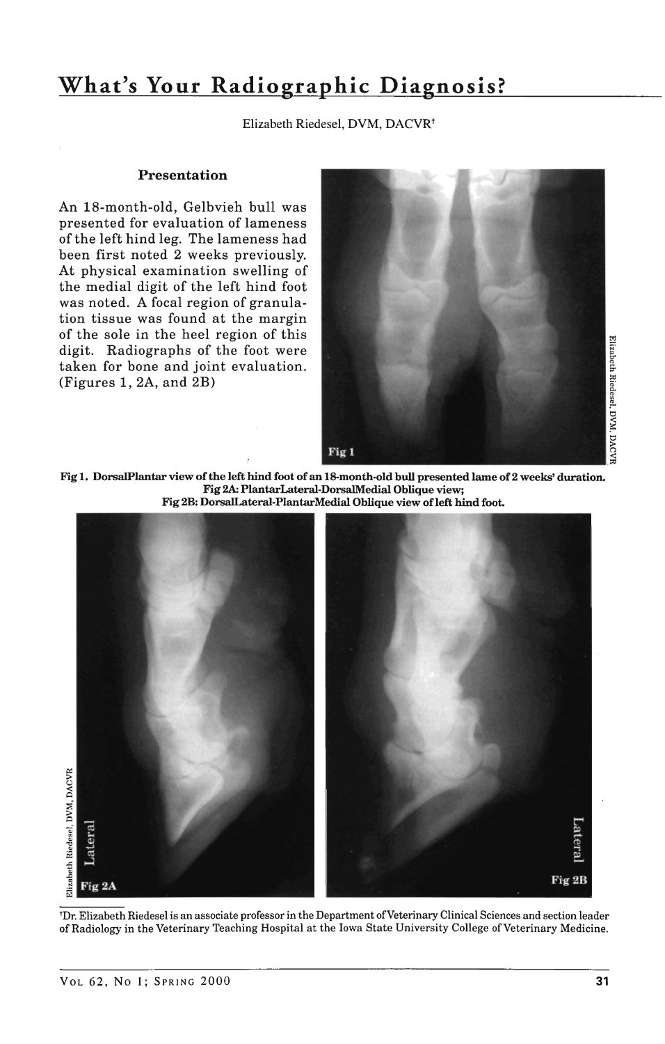# What's Your Radiographic Diagnosis?

Elizabeth Riedesel, DVM, DACVR[†]

## Presentation

An 18-month-old, Gelbvieh bull was presented for evaluation of lameness of the left hind leg. The lameness had been first noted 2 weeks previously. At physical examination swelling of the medial digit of the left hind foot was noted. A focal region of granulation tissue was found at the margin of the sole in the heel region of this digit. Radiographs of the foot were taken for bone and joint evaluation. (Figures 1, 2A, and 2B)

**Fig 1. DorsalPlantar view of the left hind foot of an 18-month-old bull presented lame of 2 weeks' duration.**
**Fig 2A: PlantarLateral-DorsalMedial Oblique view;**
**Fig 2B: DorsalLateral-PlantarMedial Oblique view of left hind foot.**

[†]Dr. Elizabeth Riedesel is an associate professor in the Department of Veterinary Clinical Sciences and section leader of Radiology in the Veterinary Teaching Hospital at the Iowa State University College of Veterinary Medicine.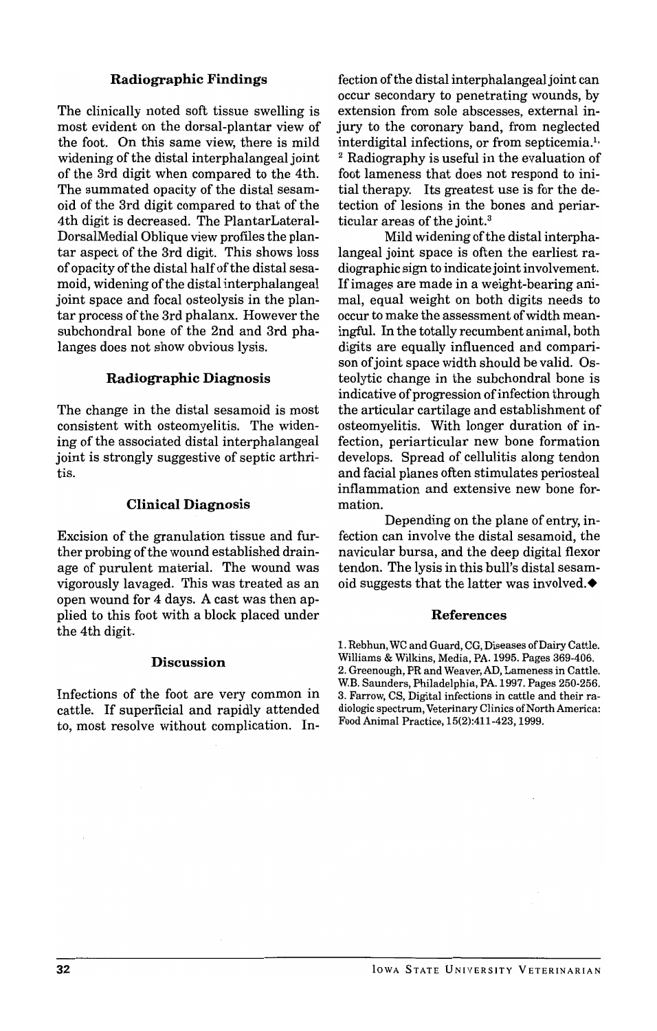## Radiographic Findings

The clinically noted soft tissue swelling is most evident on the dorsal-plantar view of the foot. On this same view, there is mild widening of the distal interphalangeal joint of the 3rd digit when compared to the 4th. The summated opacity of the distal sesamoid of the 3rd digit compared to that of the 4th digit is decreased. The PlantarLateral-DorsalMedial Oblique view profiles the plantar aspect of the 3rd digit. This shows loss of opacity of the distal half of the distal sesamoid, widening of the distal interphalangeal joint space and focal osteolysis in the plantar process of the 3rd phalanx. However the subchondral bone of the 2nd and 3rd phalanges does not show obvious lysis.

## Radiographic Diagnosis

The change in the distal sesamoid is most consistent with osteomyelitis. The widening of the associated distal interphalangeal joint is strongly suggestive of septic arthritis.

## Clinical Diagnosis

Excision of the granulation tissue and further probing of the wound established drainage of purulent material. The wound was vigorously lavaged. This was treated as an open wound for 4 days. A cast was then applied to this foot with a block placed under the 4th digit.

## Discussion

Infections of the foot are very common in cattle. If superficial and rapidly attended to, most resolve without complication. Infection of the distal interphalangeal joint can occur secondary to penetrating wounds, by extension from sole abscesses, external injury to the coronary band, from neglected interdigital infections, or from septicemia.[1,2] Radiography is useful in the evaluation of foot lameness that does not respond to initial therapy. Its greatest use is for the detection of lesions in the bones and periarticular areas of the joint.[3]

Mild widening of the distal interphalangeal joint space is often the earliest radiographic sign to indicate joint involvement. If images are made in a weight-bearing animal, equal weight on both digits needs to occur to make the assessment of width meaningful. In the totally recumbent animal, both digits are equally influenced and comparison of joint space width should be valid. Osteolytic change in the subchondral bone is indicative of progression of infection through the articular cartilage and establishment of osteomyelitis. With longer duration of infection, periarticular new bone formation develops. Spread of cellulitis along tendon and facial planes often stimulates periosteal inflammation and extensive new bone formation.

Depending on the plane of entry, infection can involve the distal sesamoid, the navicular bursa, and the deep digital flexor tendon. The lysis in this bull's distal sesamoid suggests that the latter was involved.◆

## References

1. Rebhun, WC and Guard, CG, Diseases of Dairy Cattle. Williams & Wilkins, Media, PA. 1995. Pages 369-406.
2. Greenough, PR and Weaver, AD, Lameness in Cattle. W.B. Saunders, Philadelphia, PA. 1997. Pages 250-256.
3. Farrow, CS, Digital infections in cattle and their radiologic spectrum, Veterinary Clinics of North America: Food Animal Practice, 15(2):411-423, 1999.